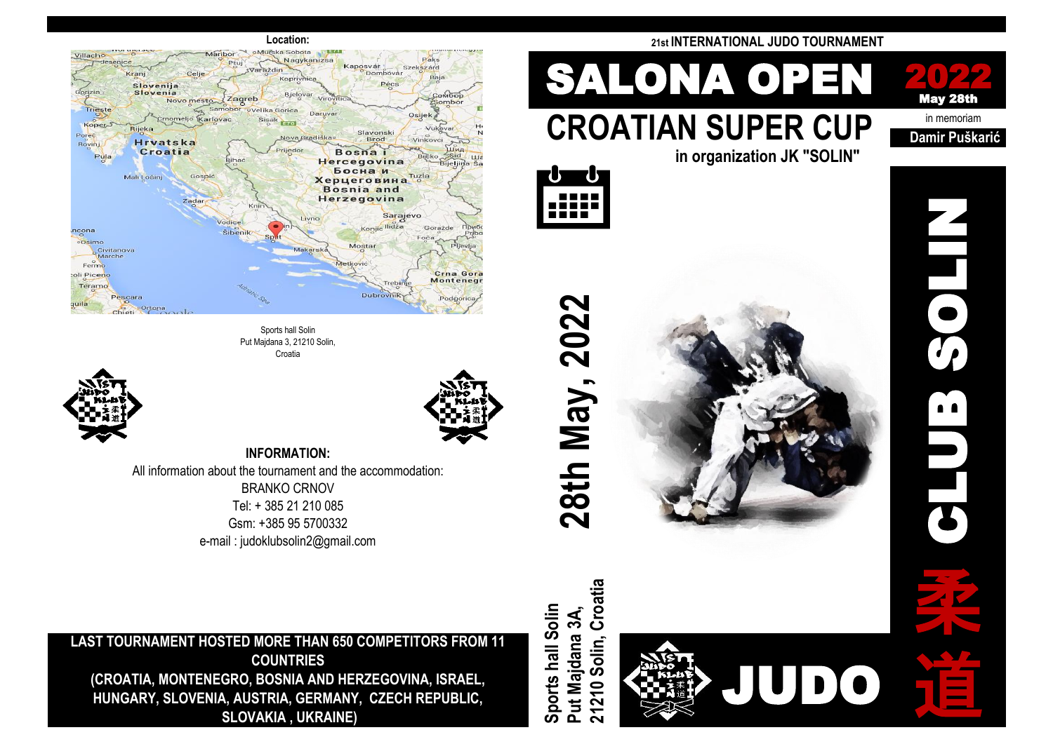**Location:**

Sports hall Solin
Put Majdana 3, 21210 Solin,
Croatia

**INFORMATION:**

All information about the tournament and the accommodation:
BRANKO CRNOV
Tel: + 385 21 210 085
Gsm: +385 95 5700332
e-mail : judoklubsolin2@gmail.com

**LAST TOURNAMENT HOSTED MORE THAN 650 COMPETITORS FROM 11 COUNTRIES (CROATIA, MONTENEGRO, BOSNIA AND HERZEGOVINA, ISRAEL, HUNGARY, SLOVENIA, AUSTRIA, GERMANY, CZECH REPUBLIC, SLOVAKIA , UKRAINE)**

**21st INTERNATIONAL JUDO TOURNAMENT**

# SALONA OPEN 2022

**May 28th**

# CROATIAN SUPER CUP

in memoriam
**Damir Puškarić**

**in organization JK "SOLIN"**

## 28th May, 2022

**Sports hall Solin
Put Majdana 3A,
21210 Solin, Croatia**

# CLUB SOLIN

# JUDO 柔道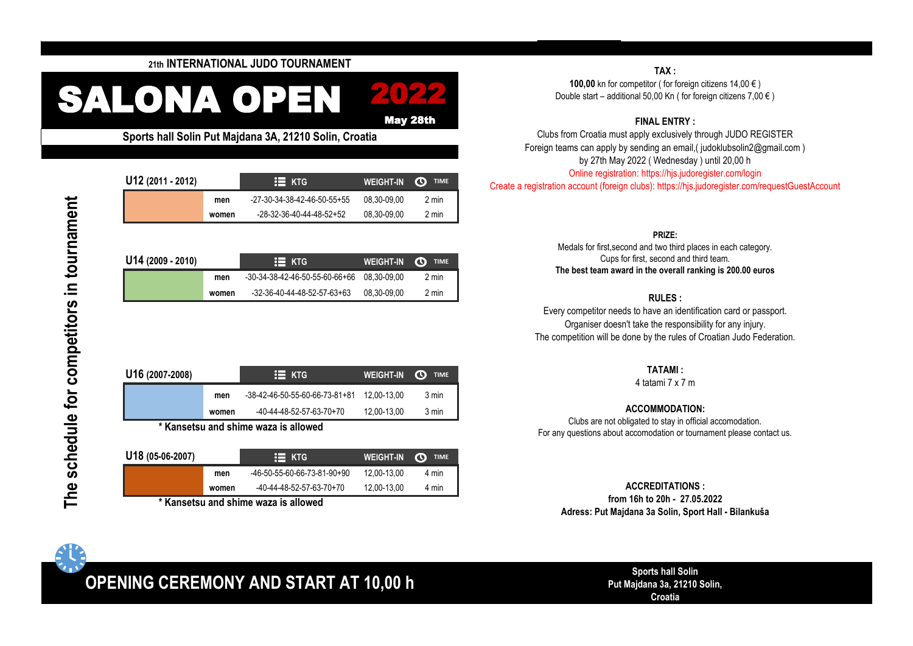21th INTERNATIONAL JUDO TOURNAMENT

# SALONA OPEN 2022

**May 28th**

**Sports hall Solin Put Majdana 3A, 21210 Solin, Croatia**

## The schedule for competitors in tournament

| U12 (2011 - 2012) | | KTG | WEIGHT-IN | TIME |
|---|---|---|---|---|
| | men | -27-30-34-38-42-46-50-55+55 | 08,30-09,00 | 2 min |
| | women | -28-32-36-40-44-48-52+52 | 08,30-09,00 | 2 min |

| U14 (2009 - 2010) | | KTG | WEIGHT-IN | TIME |
|---|---|---|---|---|
| | men | -30-34-38-42-46-50-55-60-66+66 | 08,30-09,00 | 2 min |
| | women | -32-36-40-44-48-52-57-63+63 | 08,30-09,00 | 2 min |

| U16 (2007-2008) | | KTG | WEIGHT-IN | TIME |
|---|---|---|---|---|
| | men | -38-42-46-50-55-60-66-73-81+81 | 12,00-13,00 | 3 min |
| | women | -40-44-48-52-57-63-70+70 | 12,00-13,00 | 3 min |

**\* Kansetsu and shime waza is allowed**

| U18 (05-06-2007) | | KTG | WEIGHT-IN | TIME |
|---|---|---|---|---|
| | men | -46-50-55-60-66-73-81-90+90 | 12,00-13,00 | 4 min |
| | women | -40-44-48-52-57-63-70+70 | 12,00-13,00 | 4 min |

**\* Kansetsu and shime waza is allowed**

**TAX :**

**100,00** kn for competitor ( for foreign citizens 14,00 € )
Double start – additional 50,00 Kn ( for foreign citizens 7,00 € )

**FINAL ENTRY :**

Clubs from Croatia must apply exclusively through JUDO REGISTER
Foreign teams can apply by sending an email,( judoklubsolin2@gmail.com )
by 27th May 2022 ( Wednesday ) until 20,00 h
Online registration: https://hjs.judoregister.com/login
Create a registration account (foreign clubs): https://hjs.judoregister.com/requestGuestAccount

**PRIZE:**

Medals for first,second and two third places in each category.
Cups for first, second and third team.
**The best team award in the overall ranking is 200.00 euros**

**RULES :**

Every competitor needs to have an identification card or passport.
Organiser doesn't take the responsibility for any injury.
The competition will be done by the rules of Croatian Judo Federation.

**TATAMI :**

4 tatami 7 x 7 m

**ACCOMMODATION:**

Clubs are not obligated to stay in official accomodation.
For any questions about accomodation or tournament please contact us.

**ACCREDITATIONS :**
**from 16h to 20h - 27.05.2022**
**Adress: Put Majdana 3a Solin, Sport Hall - Bilankuša**

## OPENING CEREMONY AND START AT 10,00 h

**Sports hall Solin**
**Put Majdana 3a, 21210 Solin,**
**Croatia**